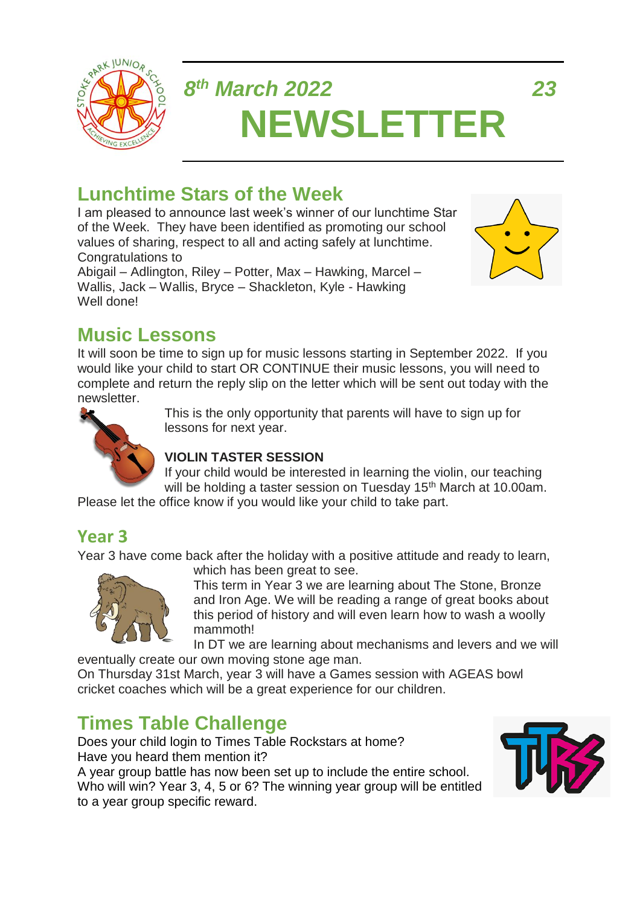*8th March 2022* *23*

# NEWSLETTER

## Lunchtime Stars of the Week

I am pleased to announce last week's winner of our lunchtime Star of the Week. They have been identified as promoting our school values of sharing, respect to all and acting safely at lunchtime. Congratulations to

Abigail – Adlington, Riley – Potter, Max – Hawking, Marcel – Wallis, Jack – Wallis, Bryce – Shackleton, Kyle - Hawking

Well done!

## Music Lessons

It will soon be time to sign up for music lessons starting in September 2022. If you would like your child to start OR CONTINUE their music lessons, you will need to complete and return the reply slip on the letter which will be sent out today with the newsletter.

This is the only opportunity that parents will have to sign up for lessons for next year.

**VIOLIN TASTER SESSION**

If your child would be interested in learning the violin, our teaching will be holding a taster session on Tuesday 15th March at 10.00am. Please let the office know if you would like your child to take part.

## Year 3

Year 3 have come back after the holiday with a positive attitude and ready to learn, which has been great to see.

This term in Year 3 we are learning about The Stone, Bronze and Iron Age. We will be reading a range of great books about this period of history and will even learn how to wash a woolly mammoth!

In DT we are learning about mechanisms and levers and we will eventually create our own moving stone age man.

On Thursday 31st March, year 3 will have a Games session with AGEAS bowl cricket coaches which will be a great experience for our children.

## Times Table Challenge

Does your child login to Times Table Rockstars at home?

Have you heard them mention it?

A year group battle has now been set up to include the entire school. Who will win? Year 3, 4, 5 or 6? The winning year group will be entitled to a year group specific reward.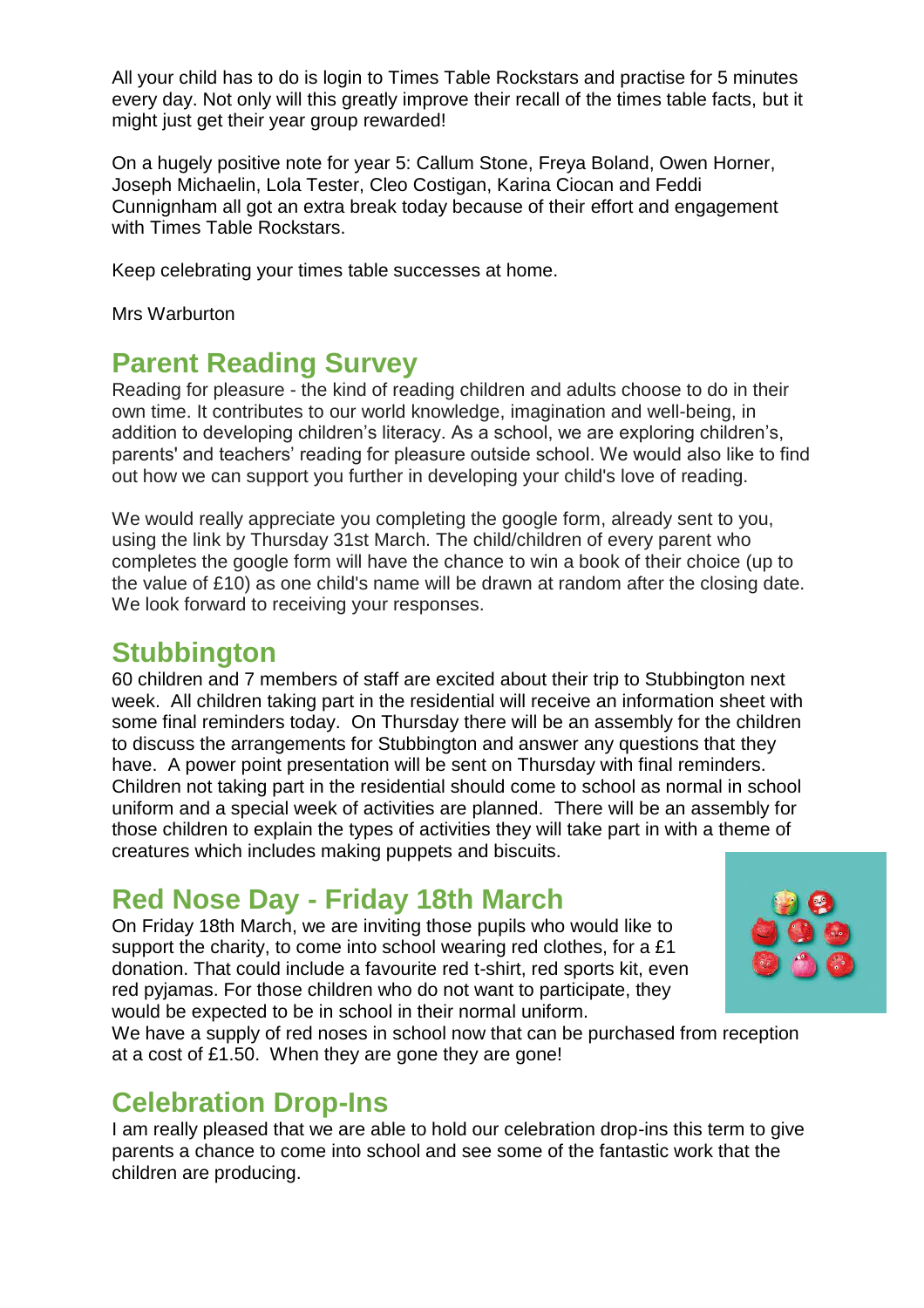All your child has to do is login to Times Table Rockstars and practise for 5 minutes every day. Not only will this greatly improve their recall of the times table facts, but it might just get their year group rewarded!

On a hugely positive note for year 5: Callum Stone, Freya Boland, Owen Horner, Joseph Michaelin, Lola Tester, Cleo Costigan, Karina Ciocan and Feddi Cunnignham all got an extra break today because of their effort and engagement with Times Table Rockstars.

Keep celebrating your times table successes at home.

Mrs Warburton

## Parent Reading Survey

Reading for pleasure - the kind of reading children and adults choose to do in their own time. It contributes to our world knowledge, imagination and well-being, in addition to developing children's literacy. As a school, we are exploring children's, parents' and teachers' reading for pleasure outside school. We would also like to find out how we can support you further in developing your child's love of reading.

We would really appreciate you completing the google form, already sent to you, using the link by Thursday 31st March. The child/children of every parent who completes the google form will have the chance to win a book of their choice (up to the value of £10) as one child's name will be drawn at random after the closing date. We look forward to receiving your responses.

## Stubbington

60 children and 7 members of staff are excited about their trip to Stubbington next week. All children taking part in the residential will receive an information sheet with some final reminders today. On Thursday there will be an assembly for the children to discuss the arrangements for Stubbington and answer any questions that they have. A power point presentation will be sent on Thursday with final reminders. Children not taking part in the residential should come to school as normal in school uniform and a special week of activities are planned. There will be an assembly for those children to explain the types of activities they will take part in with a theme of creatures which includes making puppets and biscuits.

## Red Nose Day - Friday 18th March

On Friday 18th March, we are inviting those pupils who would like to support the charity, to come into school wearing red clothes, for a £1 donation. That could include a favourite red t-shirt, red sports kit, even red pyjamas. For those children who do not want to participate, they would be expected to be in school in their normal uniform.
We have a supply of red noses in school now that can be purchased from reception at a cost of £1.50. When they are gone they are gone!

## Celebration Drop-Ins

I am really pleased that we are able to hold our celebration drop-ins this term to give parents a chance to come into school and see some of the fantastic work that the children are producing.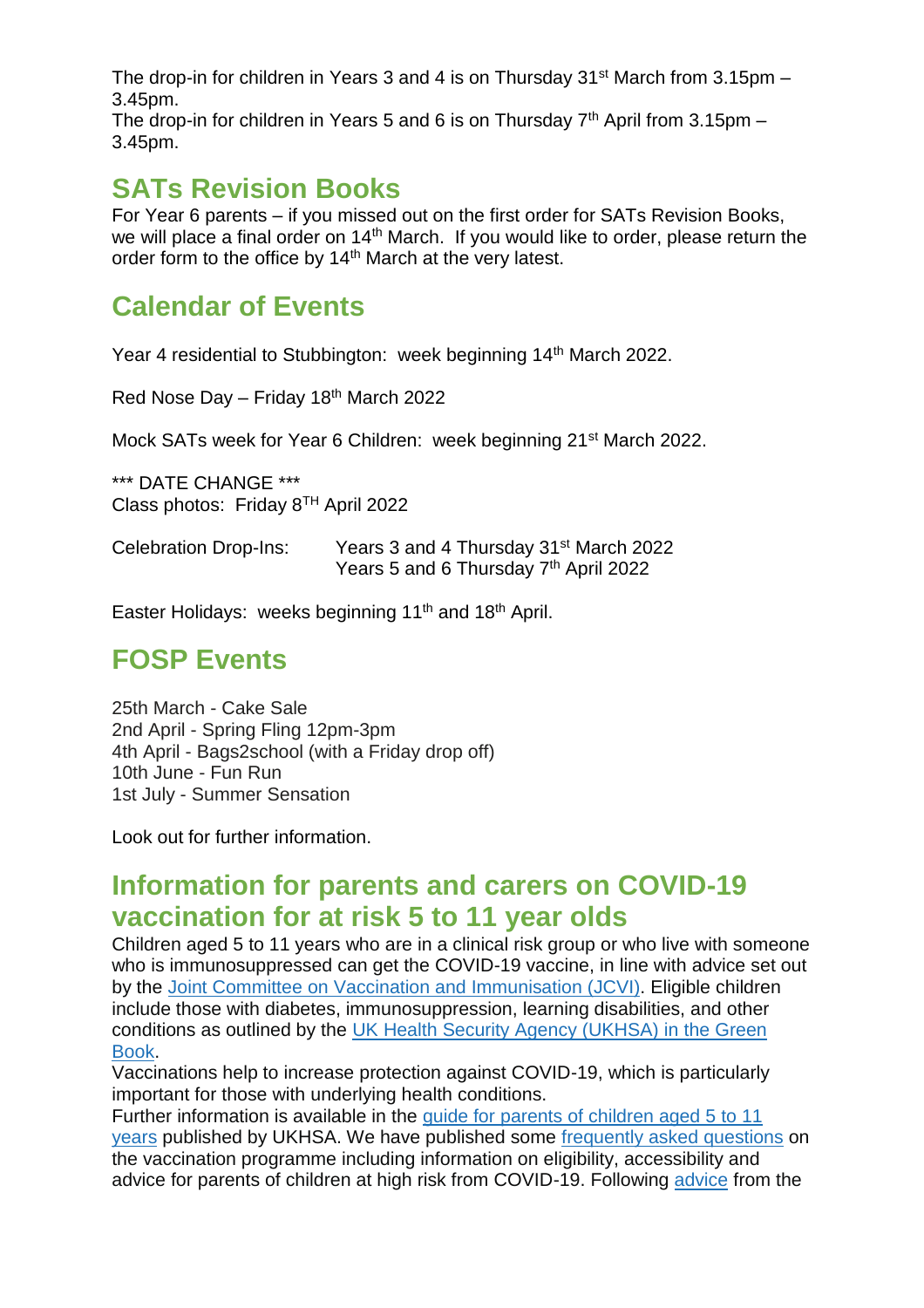The drop-in for children in Years 3 and 4 is on Thursday 31st March from 3.15pm – 3.45pm.
The drop-in for children in Years 5 and 6 is on Thursday 7th April from 3.15pm – 3.45pm.

## SATs Revision Books

For Year 6 parents – if you missed out on the first order for SATs Revision Books, we will place a final order on 14th March. If you would like to order, please return the order form to the office by 14th March at the very latest.

## Calendar of Events

Year 4 residential to Stubbington: week beginning 14th March 2022.

Red Nose Day – Friday 18th March 2022

Mock SATs week for Year 6 Children: week beginning 21st March 2022.

*** DATE CHANGE ***
Class photos: Friday 8TH April 2022

Celebration Drop-Ins: Years 3 and 4 Thursday 31st March 2022
Years 5 and 6 Thursday 7th April 2022

Easter Holidays: weeks beginning 11th and 18th April.

## FOSP Events

25th March - Cake Sale
2nd April - Spring Fling 12pm-3pm
4th April - Bags2school (with a Friday drop off)
10th June - Fun Run
1st July - Summer Sensation

Look out for further information.

## Information for parents and carers on COVID-19 vaccination for at risk 5 to 11 year olds

Children aged 5 to 11 years who are in a clinical risk group or who live with someone who is immunosuppressed can get the COVID-19 vaccine, in line with advice set out by the Joint Committee on Vaccination and Immunisation (JCVI). Eligible children include those with diabetes, immunosuppression, learning disabilities, and other conditions as outlined by the UK Health Security Agency (UKHSA) in the Green Book.
Vaccinations help to increase protection against COVID-19, which is particularly important for those with underlying health conditions.
Further information is available in the guide for parents of children aged 5 to 11 years published by UKHSA. We have published some frequently asked questions on the vaccination programme including information on eligibility, accessibility and advice for parents of children at high risk from COVID-19. Following advice from the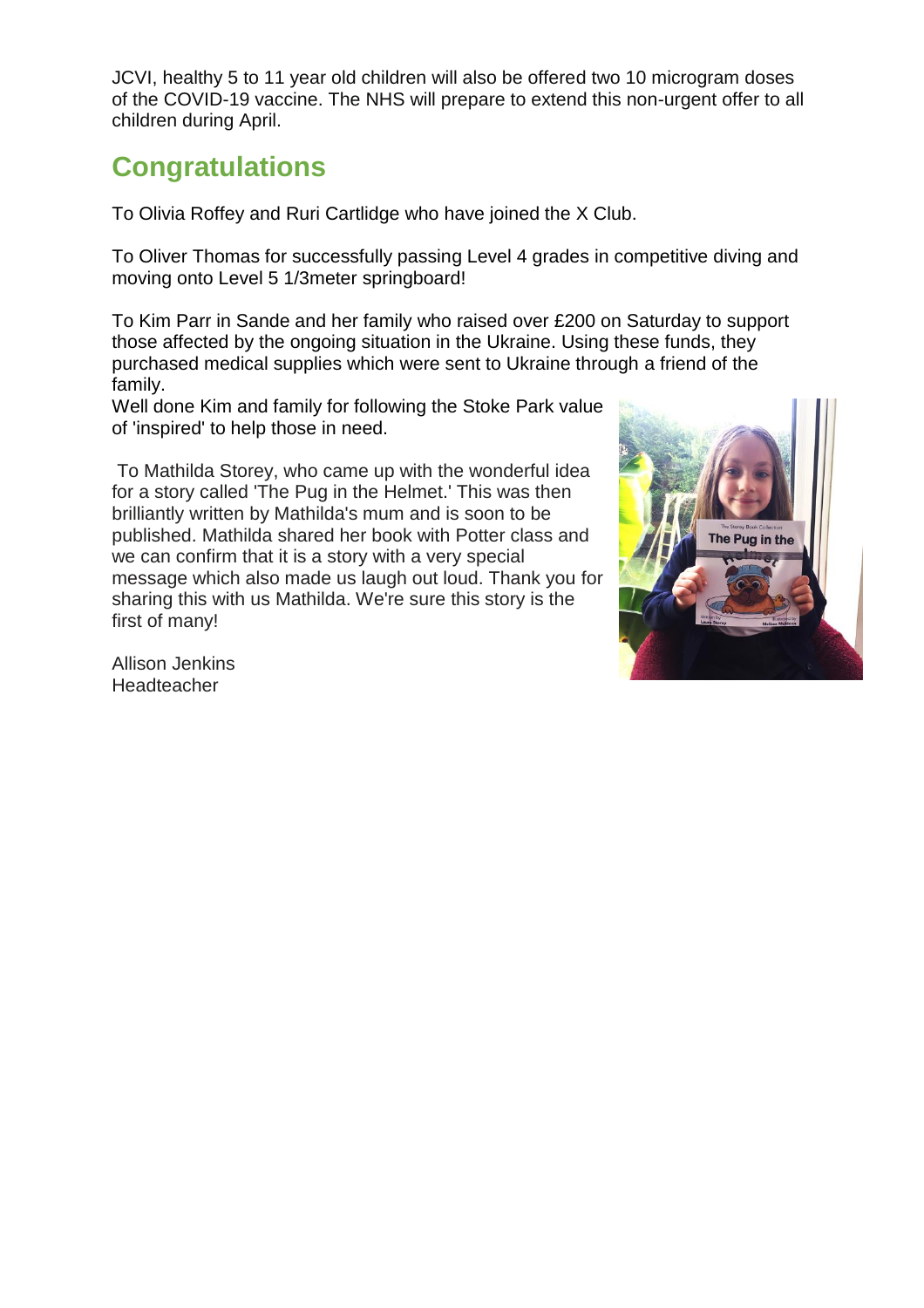JCVI, healthy 5 to 11 year old children will also be offered two 10 microgram doses of the COVID-19 vaccine. The NHS will prepare to extend this non-urgent offer to all children during April.

## Congratulations

To Olivia Roffey and Ruri Cartlidge who have joined the X Club.

To Oliver Thomas for successfully passing Level 4 grades in competitive diving and moving onto Level 5 1/3meter springboard!

To Kim Parr in Sande and her family who raised over £200 on Saturday to support those affected by the ongoing situation in the Ukraine. Using these funds, they purchased medical supplies which were sent to Ukraine through a friend of the family.
Well done Kim and family for following the Stoke Park value of 'inspired' to help those in need.

To Mathilda Storey, who came up with the wonderful idea for a story called 'The Pug in the Helmet.' This was then brilliantly written by Mathilda's mum and is soon to be published. Mathilda shared her book with Potter class and we can confirm that it is a story with a very special message which also made us laugh out loud. Thank you for sharing this with us Mathilda. We're sure this story is the first of many!

Allison Jenkins
Headteacher